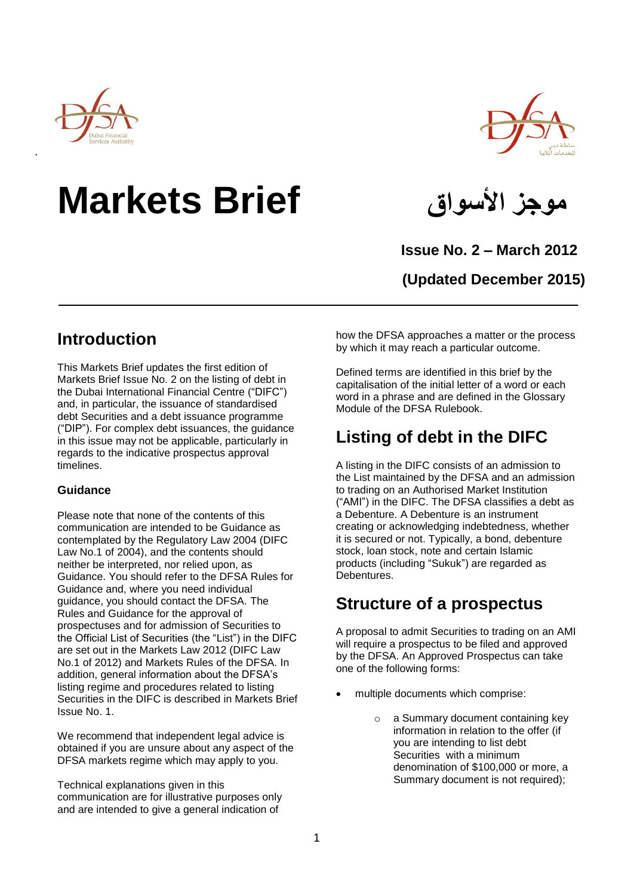# Markets Brief

# موجز الأسواق

**Issue No. 2 – March 2012**

**(Updated December 2015)**

## Introduction

This Markets Brief updates the first edition of Markets Brief Issue No. 2 on the listing of debt in the Dubai International Financial Centre ("DIFC") and, in particular, the issuance of standardised debt Securities and a debt issuance programme ("DIP"). For complex debt issuances, the guidance in this issue may not be applicable, particularly in regards to the indicative prospectus approval timelines.

### Guidance

Please note that none of the contents of this communication are intended to be Guidance as contemplated by the Regulatory Law 2004 (DIFC Law No.1 of 2004), and the contents should neither be interpreted, nor relied upon, as Guidance. You should refer to the DFSA Rules for Guidance and, where you need individual guidance, you should contact the DFSA. The Rules and Guidance for the approval of prospectuses and for admission of Securities to the Official List of Securities (the "List") in the DIFC are set out in the Markets Law 2012 (DIFC Law No.1 of 2012) and Markets Rules of the DFSA. In addition, general information about the DFSA's listing regime and procedures related to listing Securities in the DIFC is described in Markets Brief Issue No. 1.

We recommend that independent legal advice is obtained if you are unsure about any aspect of the DFSA markets regime which may apply to you.

Technical explanations given in this communication are for illustrative purposes only and are intended to give a general indication of how the DFSA approaches a matter or the process by which it may reach a particular outcome.

Defined terms are identified in this brief by the capitalisation of the initial letter of a word or each word in a phrase and are defined in the Glossary Module of the DFSA Rulebook.

## Listing of debt in the DIFC

A listing in the DIFC consists of an admission to the List maintained by the DFSA and an admission to trading on an Authorised Market Institution ("AMI") in the DIFC. The DFSA classifies a debt as a Debenture. A Debenture is an instrument creating or acknowledging indebtedness, whether it is secured or not. Typically, a bond, debenture stock, loan stock, note and certain Islamic products (including "Sukuk") are regarded as Debentures.

## Structure of a prospectus

A proposal to admit Securities to trading on an AMI will require a prospectus to be filed and approved by the DFSA. An Approved Prospectus can take one of the following forms:

- multiple documents which comprise:
  - a Summary document containing key information in relation to the offer (if you are intending to list debt Securities with a minimum denomination of $100,000 or more, a Summary document is not required);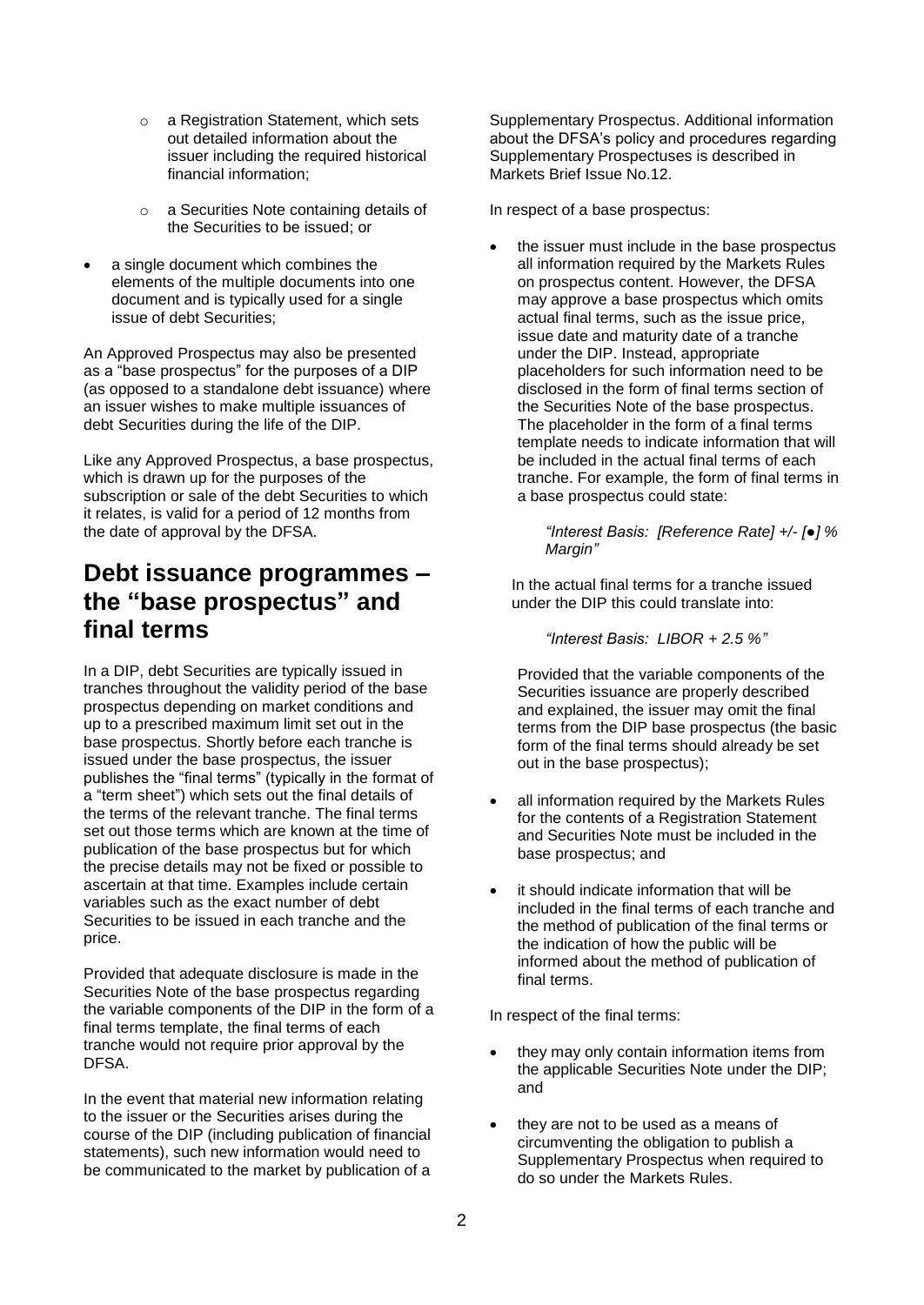- a Registration Statement, which sets out detailed information about the issuer including the required historical financial information;
  - a Securities Note containing details of the Securities to be issued; or
- a single document which combines the elements of the multiple documents into one document and is typically used for a single issue of debt Securities;

An Approved Prospectus may also be presented as a "base prospectus" for the purposes of a DIP (as opposed to a standalone debt issuance) where an issuer wishes to make multiple issuances of debt Securities during the life of the DIP.

Like any Approved Prospectus, a base prospectus, which is drawn up for the purposes of the subscription or sale of the debt Securities to which it relates, is valid for a period of 12 months from the date of approval by the DFSA.

## Debt issuance programmes – the "base prospectus" and final terms

In a DIP, debt Securities are typically issued in tranches throughout the validity period of the base prospectus depending on market conditions and up to a prescribed maximum limit set out in the base prospectus. Shortly before each tranche is issued under the base prospectus, the issuer publishes the "final terms" (typically in the format of a "term sheet") which sets out the final details of the terms of the relevant tranche. The final terms set out those terms which are known at the time of publication of the base prospectus but for which the precise details may not be fixed or possible to ascertain at that time. Examples include certain variables such as the exact number of debt Securities to be issued in each tranche and the price.

Provided that adequate disclosure is made in the Securities Note of the base prospectus regarding the variable components of the DIP in the form of a final terms template, the final terms of each tranche would not require prior approval by the DFSA.

In the event that material new information relating to the issuer or the Securities arises during the course of the DIP (including publication of financial statements), such new information would need to be communicated to the market by publication of a Supplementary Prospectus. Additional information about the DFSA's policy and procedures regarding Supplementary Prospectuses is described in Markets Brief Issue No.12.

In respect of a base prospectus:

- the issuer must include in the base prospectus all information required by the Markets Rules on prospectus content. However, the DFSA may approve a base prospectus which omits actual final terms, such as the issue price, issue date and maturity date of a tranche under the DIP. Instead, appropriate placeholders for such information need to be disclosed in the form of final terms section of the Securities Note of the base prospectus. The placeholder in the form of a final terms template needs to indicate information that will be included in the actual final terms of each tranche. For example, the form of final terms in a base prospectus could state:

  *"Interest Basis: [Reference Rate] +/- [●] % Margin"*

  In the actual final terms for a tranche issued under the DIP this could translate into:

  *"Interest Basis: LIBOR + 2.5 %"*

  Provided that the variable components of the Securities issuance are properly described and explained, the issuer may omit the final terms from the DIP base prospectus (the basic form of the final terms should already be set out in the base prospectus);

- all information required by the Markets Rules for the contents of a Registration Statement and Securities Note must be included in the base prospectus; and
- it should indicate information that will be included in the final terms of each tranche and the method of publication of the final terms or the indication of how the public will be informed about the method of publication of final terms.

In respect of the final terms:

- they may only contain information items from the applicable Securities Note under the DIP; and
- they are not to be used as a means of circumventing the obligation to publish a Supplementary Prospectus when required to do so under the Markets Rules.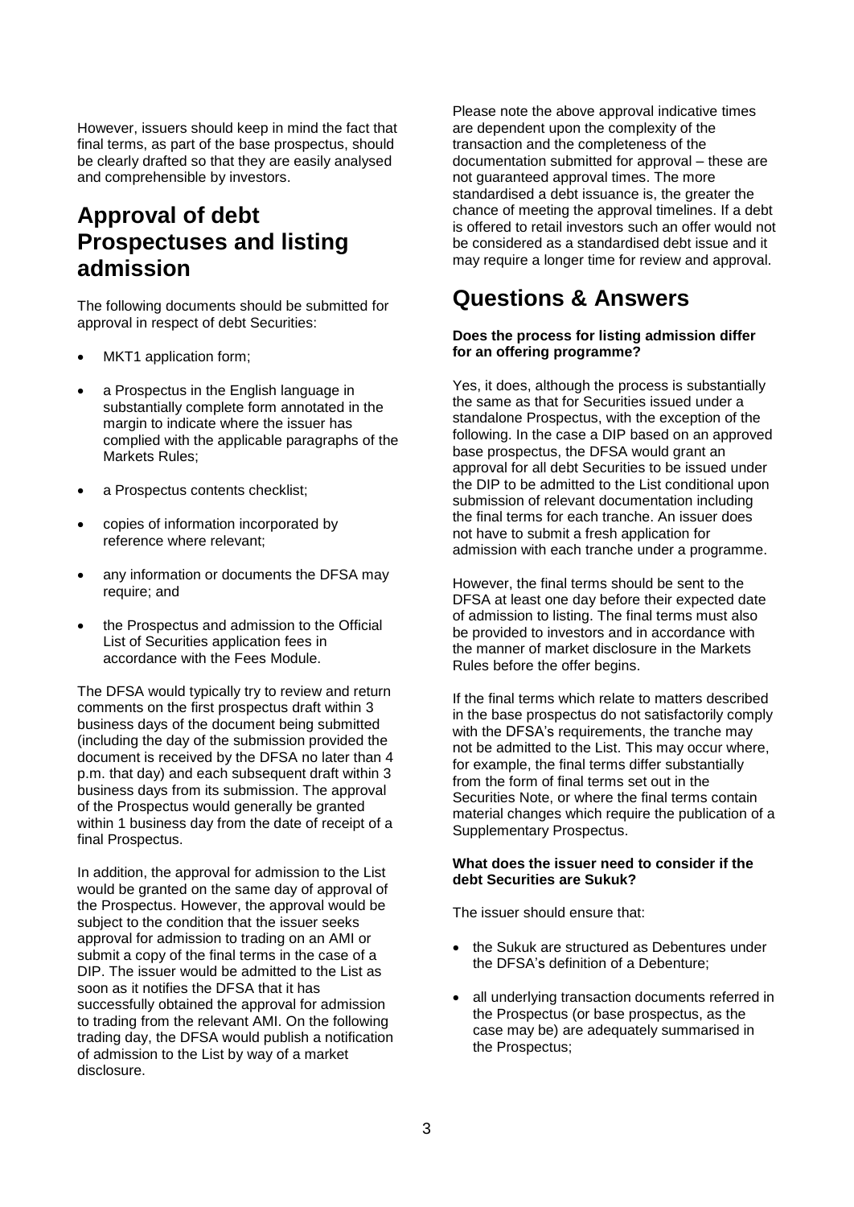However, issuers should keep in mind the fact that final terms, as part of the base prospectus, should be clearly drafted so that they are easily analysed and comprehensible by investors.

## Approval of debt Prospectuses and listing admission

The following documents should be submitted for approval in respect of debt Securities:

- MKT1 application form;
- a Prospectus in the English language in substantially complete form annotated in the margin to indicate where the issuer has complied with the applicable paragraphs of the Markets Rules;
- a Prospectus contents checklist;
- copies of information incorporated by reference where relevant;
- any information or documents the DFSA may require; and
- the Prospectus and admission to the Official List of Securities application fees in accordance with the Fees Module.

The DFSA would typically try to review and return comments on the first prospectus draft within 3 business days of the document being submitted (including the day of the submission provided the document is received by the DFSA no later than 4 p.m. that day) and each subsequent draft within 3 business days from its submission. The approval of the Prospectus would generally be granted within 1 business day from the date of receipt of a final Prospectus.

In addition, the approval for admission to the List would be granted on the same day of approval of the Prospectus. However, the approval would be subject to the condition that the issuer seeks approval for admission to trading on an AMI or submit a copy of the final terms in the case of a DIP. The issuer would be admitted to the List as soon as it notifies the DFSA that it has successfully obtained the approval for admission to trading from the relevant AMI. On the following trading day, the DFSA would publish a notification of admission to the List by way of a market disclosure.

Please note the above approval indicative times are dependent upon the complexity of the transaction and the completeness of the documentation submitted for approval – these are not guaranteed approval times. The more standardised a debt issuance is, the greater the chance of meeting the approval timelines. If a debt is offered to retail investors such an offer would not be considered as a standardised debt issue and it may require a longer time for review and approval.

## Questions & Answers

**Does the process for listing admission differ for an offering programme?**

Yes, it does, although the process is substantially the same as that for Securities issued under a standalone Prospectus, with the exception of the following. In the case a DIP based on an approved base prospectus, the DFSA would grant an approval for all debt Securities to be issued under the DIP to be admitted to the List conditional upon submission of relevant documentation including the final terms for each tranche. An issuer does not have to submit a fresh application for admission with each tranche under a programme.

However, the final terms should be sent to the DFSA at least one day before their expected date of admission to listing. The final terms must also be provided to investors and in accordance with the manner of market disclosure in the Markets Rules before the offer begins.

If the final terms which relate to matters described in the base prospectus do not satisfactorily comply with the DFSA's requirements, the tranche may not be admitted to the List. This may occur where, for example, the final terms differ substantially from the form of final terms set out in the Securities Note, or where the final terms contain material changes which require the publication of a Supplementary Prospectus.

**What does the issuer need to consider if the debt Securities are Sukuk?**

The issuer should ensure that:

- the Sukuk are structured as Debentures under the DFSA's definition of a Debenture;
- all underlying transaction documents referred in the Prospectus (or base prospectus, as the case may be) are adequately summarised in the Prospectus;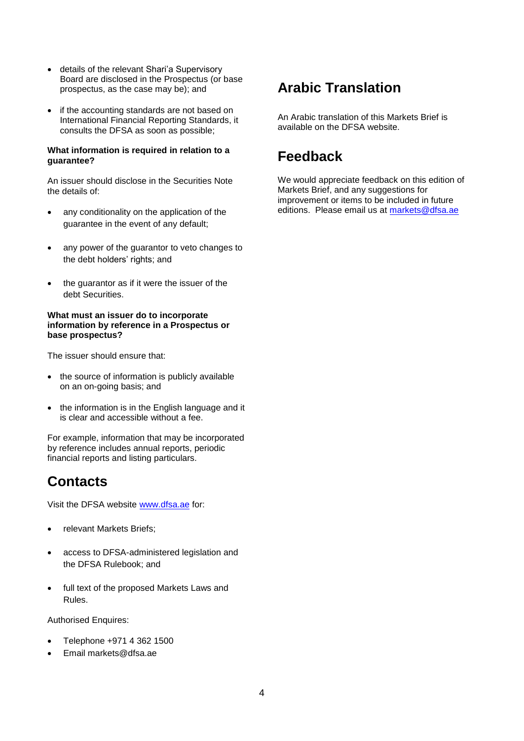- details of the relevant Shari'a Supervisory Board are disclosed in the Prospectus (or base prospectus, as the case may be); and
- if the accounting standards are not based on International Financial Reporting Standards, it consults the DFSA as soon as possible;

**What information is required in relation to a guarantee?**

An issuer should disclose in the Securities Note the details of:

- any conditionality on the application of the guarantee in the event of any default;
- any power of the guarantor to veto changes to the debt holders' rights; and
- the guarantor as if it were the issuer of the debt Securities.

**What must an issuer do to incorporate information by reference in a Prospectus or base prospectus?**

The issuer should ensure that:

- the source of information is publicly available on an on-going basis; and
- the information is in the English language and it is clear and accessible without a fee.

For example, information that may be incorporated by reference includes annual reports, periodic financial reports and listing particulars.

## Contacts

Visit the DFSA website www.dfsa.ae for:

- relevant Markets Briefs;
- access to DFSA-administered legislation and the DFSA Rulebook; and
- full text of the proposed Markets Laws and Rules.

Authorised Enquires:

- Telephone +971 4 362 1500
- Email markets@dfsa.ae

## Arabic Translation

An Arabic translation of this Markets Brief is available on the DFSA website.

## Feedback

We would appreciate feedback on this edition of Markets Brief, and any suggestions for improvement or items to be included in future editions. Please email us at markets@dfsa.ae